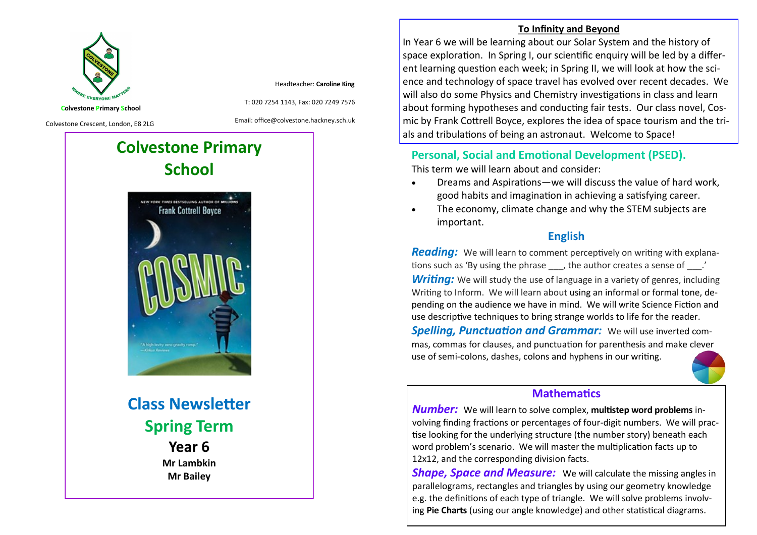Colvestone Primary School

Colvestone Crescent, London, E8 2LG

Headteacher: **Caroline King**

T: 020 7254 1143, Fax: 020 7249 7576

Email: office@colvestone.hackney.sch.uk

# Colvestone Primary School

## Class Newsletter

## Spring Term

### Year 6

**Mr Lambkin**

**Mr Bailey**

## To Infinity and Beyond

In Year 6 we will be learning about our Solar System and the history of space exploration. In Spring I, our scientific enquiry will be led by a different learning question each week; in Spring II, we will look at how the science and technology of space travel has evolved over recent decades. We will also do some Physics and Chemistry investigations in class and learn about forming hypotheses and conducting fair tests. Our class novel, Cosmic by Frank Cottrell Boyce, explores the idea of space tourism and the trials and tribulations of being an astronaut. Welcome to Space!

## Personal, Social and Emotional Development (PSED).

This term we will learn about and consider:

- Dreams and Aspirations—we will discuss the value of hard work, good habits and imagination in achieving a satisfying career.
- The economy, climate change and why the STEM subjects are important.

## English

***Reading:*** We will learn to comment perceptively on writing with explanations such as 'By using the phrase ___, the author creates a sense of ___.'

***Writing:*** We will study the use of language in a variety of genres, including Writing to Inform. We will learn about using an informal or formal tone, depending on the audience we have in mind. We will write Science Fiction and use descriptive techniques to bring strange worlds to life for the reader.

***Spelling, Punctuation and Grammar:*** We will use inverted commas, commas for clauses, and punctuation for parenthesis and make clever use of semi-colons, dashes, colons and hyphens in our writing.

## Mathematics

***Number:*** We will learn to solve complex, **multistep word problems** involving finding fractions or percentages of four-digit numbers. We will practise looking for the underlying structure (the number story) beneath each word problem's scenario. We will master the multiplication facts up to 12x12, and the corresponding division facts.

***Shape, Space and Measure:*** We will calculate the missing angles in parallelograms, rectangles and triangles by using our geometry knowledge e.g. the definitions of each type of triangle. We will solve problems involving **Pie Charts** (using our angle knowledge) and other statistical diagrams.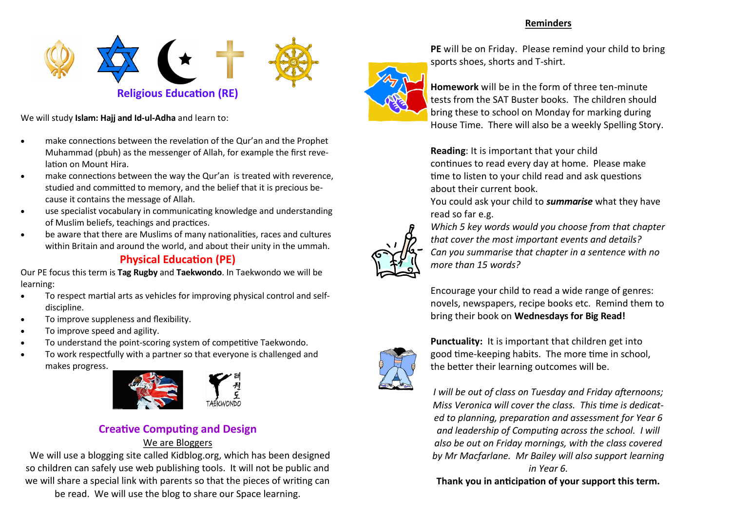## Religious Education (RE)

We will study **Islam: Hajj and Id-ul-Adha** and learn to:

- make connections between the revelation of the Qur'an and the Prophet Muhammad (pbuh) as the messenger of Allah, for example the first revelation on Mount Hira.
- make connections between the way the Qur'an is treated with reverence, studied and committed to memory, and the belief that it is precious because it contains the message of Allah.
- use specialist vocabulary in communicating knowledge and understanding of Muslim beliefs, teachings and practices.
- be aware that there are Muslims of many nationalities, races and cultures within Britain and around the world, and about their unity in the ummah.

## Physical Education (PE)

Our PE focus this term is **Tag Rugby** and **Taekwondo**. In Taekwondo we will be learning:

- To respect martial arts as vehicles for improving physical control and self-discipline.
- To improve suppleness and flexibility.
- To improve speed and agility.
- To understand the point-scoring system of competitive Taekwondo.
- To work respectfully with a partner so that everyone is challenged and makes progress.

## Creative Computing and Design

We are Bloggers

We will use a blogging site called Kidblog.org, which has been designed so children can safely use web publishing tools. It will not be public and we will share a special link with parents so that the pieces of writing can be read. We will use the blog to share our Space learning.

## Reminders

**PE** will be on Friday. Please remind your child to bring sports shoes, shorts and T-shirt.

**Homework** will be in the form of three ten-minute tests from the SAT Buster books. The children should bring these to school on Monday for marking during House Time. There will also be a weekly Spelling Story.

**Reading**: It is important that your child continues to read every day at home. Please make time to listen to your child read and ask questions about their current book.
You could ask your child to ***summarise*** what they have read so far e.g.
*Which 5 key words would you choose from that chapter that cover the most important events and details?*
*Can you summarise that chapter in a sentence with no more than 15 words?*

Encourage your child to read a wide range of genres: novels, newspapers, recipe books etc. Remind them to bring their book on **Wednesdays for Big Read!**

**Punctuality:** It is important that children get into good time-keeping habits. The more time in school, the better their learning outcomes will be.

*I will be out of class on Tuesday and Friday afternoons; Miss Veronica will cover the class. This time is dedicated to planning, preparation and assessment for Year 6 and leadership of Computing across the school. I will also be out on Friday mornings, with the class covered by Mr Macfarlane. Mr Bailey will also support learning in Year 6.*

**Thank you in anticipation of your support this term.**